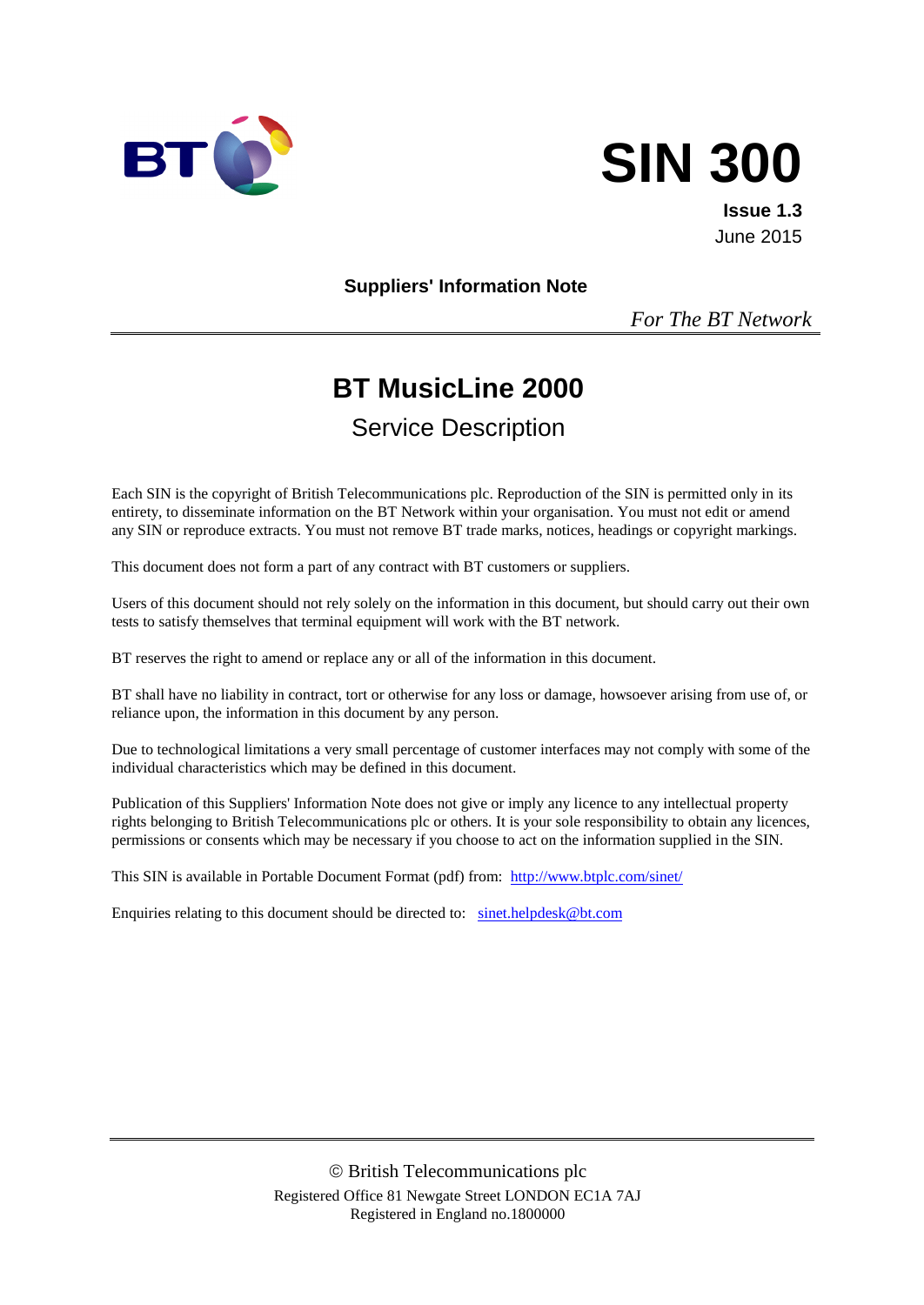# SIN 300

**Issue 1.3**
June 2015

**Suppliers' Information Note**

*For The BT Network*

## BT MusicLine 2000

### Service Description

Each SIN is the copyright of British Telecommunications plc. Reproduction of the SIN is permitted only in its entirety, to disseminate information on the BT Network within your organisation. You must not edit or amend any SIN or reproduce extracts. You must not remove BT trade marks, notices, headings or copyright markings.

This document does not form a part of any contract with BT customers or suppliers.

Users of this document should not rely solely on the information in this document, but should carry out their own tests to satisfy themselves that terminal equipment will work with the BT network.

BT reserves the right to amend or replace any or all of the information in this document.

BT shall have no liability in contract, tort or otherwise for any loss or damage, howsoever arising from use of, or reliance upon, the information in this document by any person.

Due to technological limitations a very small percentage of customer interfaces may not comply with some of the individual characteristics which may be defined in this document.

Publication of this Suppliers' Information Note does not give or imply any licence to any intellectual property rights belonging to British Telecommunications plc or others. It is your sole responsibility to obtain any licences, permissions or consents which may be necessary if you choose to act on the information supplied in the SIN.

This SIN is available in Portable Document Format (pdf) from: http://www.btplc.com/sinet/

Enquiries relating to this document should be directed to: sinet.helpdesk@bt.com

© British Telecommunications plc
Registered Office 81 Newgate Street LONDON EC1A 7AJ
Registered in England no.1800000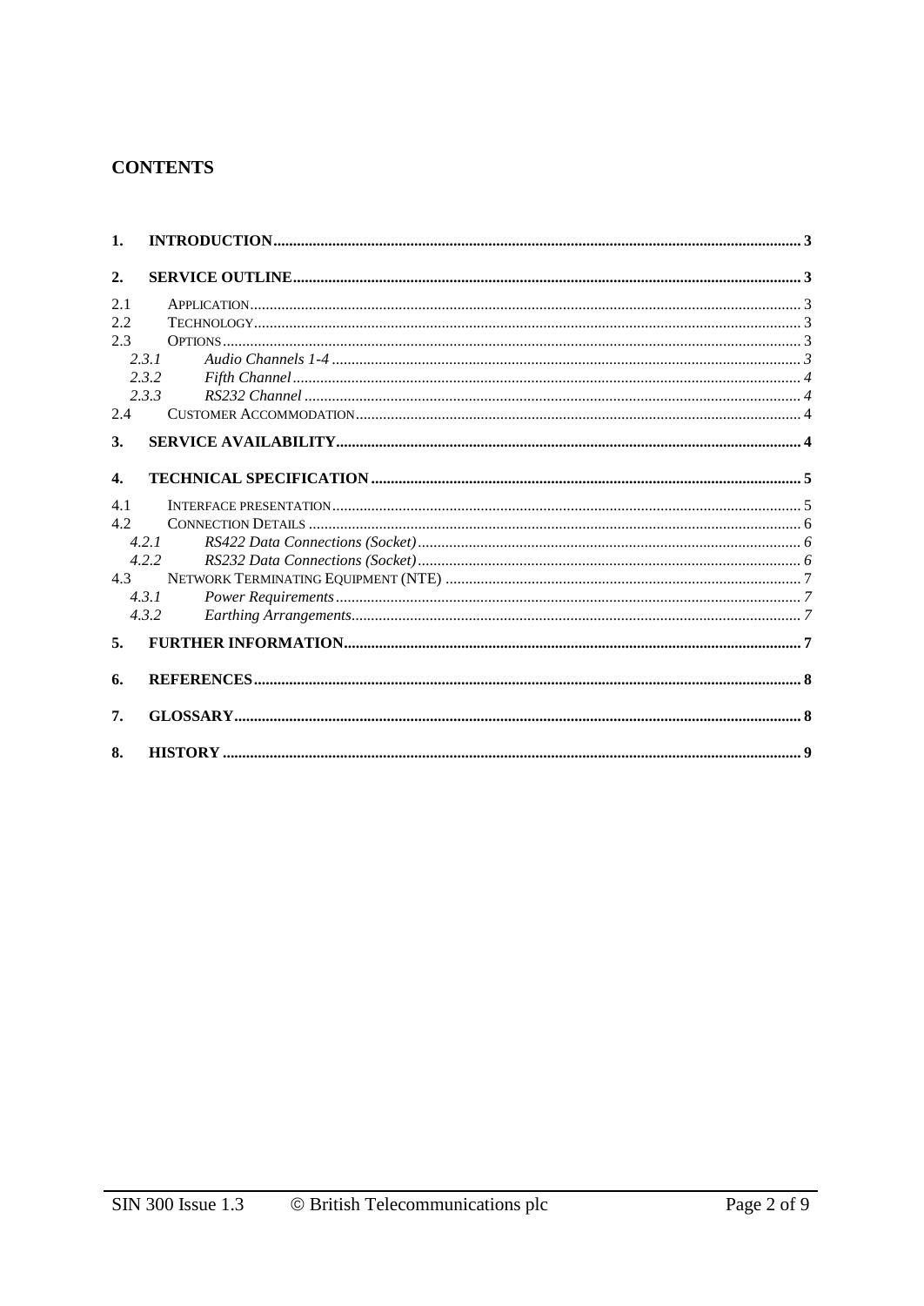# CONTENTS

**1. INTRODUCTION** ..... **3**

**2. SERVICE OUTLINE** ..... **3**

2.1 Application ..... 3
2.2 Technology ..... 3
2.3 Options ..... 3
*2.3.1 Audio Channels 1-4* ..... *3*
*2.3.2 Fifth Channel* ..... *4*
*2.3.3 RS232 Channel* ..... *4*
2.4 Customer Accommodation ..... 4

**3. SERVICE AVAILABILITY** ..... **4**

**4. TECHNICAL SPECIFICATION** ..... **5**

4.1 Interface presentation ..... 5
4.2 Connection Details ..... 6
*4.2.1 RS422 Data Connections (Socket)* ..... *6*
*4.2.2 RS232 Data Connections (Socket)* ..... *6*
4.3 Network Terminating Equipment (NTE) ..... 7
*4.3.1 Power Requirements* ..... *7*
*4.3.2 Earthing Arrangements* ..... *7*

**5. FURTHER INFORMATION** ..... **7**

**6. REFERENCES** ..... **8**

**7. GLOSSARY** ..... **8**

**8. HISTORY** ..... **9**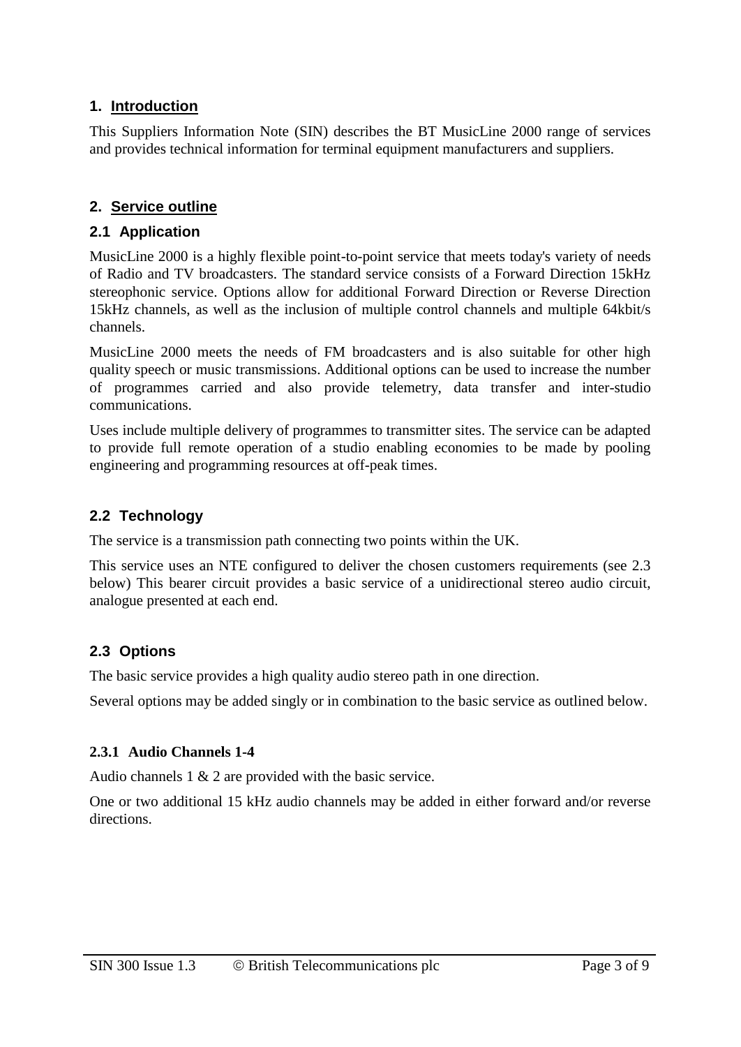## 1. Introduction

This Suppliers Information Note (SIN) describes the BT MusicLine 2000 range of services and provides technical information for terminal equipment manufacturers and suppliers.

## 2. Service outline

### 2.1 Application

MusicLine 2000 is a highly flexible point-to-point service that meets today's variety of needs of Radio and TV broadcasters. The standard service consists of a Forward Direction 15kHz stereophonic service. Options allow for additional Forward Direction or Reverse Direction 15kHz channels, as well as the inclusion of multiple control channels and multiple 64kbit/s channels.

MusicLine 2000 meets the needs of FM broadcasters and is also suitable for other high quality speech or music transmissions. Additional options can be used to increase the number of programmes carried and also provide telemetry, data transfer and inter-studio communications.

Uses include multiple delivery of programmes to transmitter sites. The service can be adapted to provide full remote operation of a studio enabling economies to be made by pooling engineering and programming resources at off-peak times.

### 2.2 Technology

The service is a transmission path connecting two points within the UK.

This service uses an NTE configured to deliver the chosen customers requirements (see 2.3 below) This bearer circuit provides a basic service of a unidirectional stereo audio circuit, analogue presented at each end.

### 2.3 Options

The basic service provides a high quality audio stereo path in one direction.

Several options may be added singly or in combination to the basic service as outlined below.

#### 2.3.1 Audio Channels 1-4

Audio channels 1 & 2 are provided with the basic service.

One or two additional 15 kHz audio channels may be added in either forward and/or reverse directions.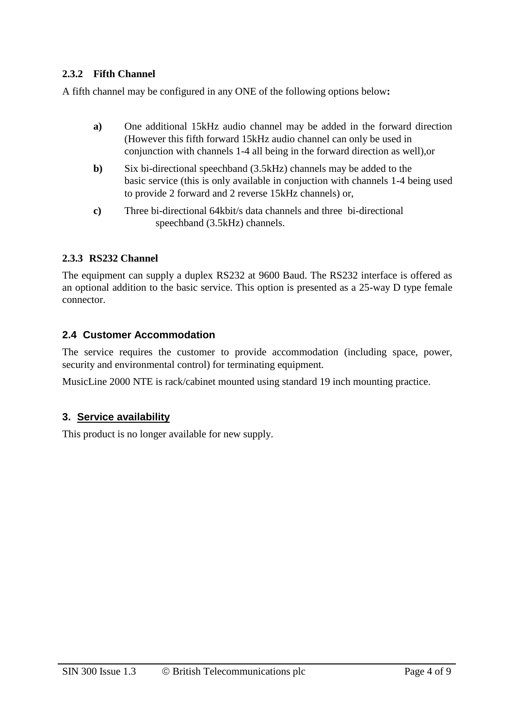#### 2.3.2 Fifth Channel

A fifth channel may be configured in any ONE of the following options below**:**

- **a)** One additional 15kHz audio channel may be added in the forward direction (However this fifth forward 15kHz audio channel can only be used in conjunction with channels 1-4 all being in the forward direction as well),or
- **b)** Six bi-directional speechband (3.5kHz) channels may be added to the basic service (this is only available in conjuction with channels 1-4 being used to provide 2 forward and 2 reverse 15kHz channels) or,
- **c)** Three bi-directional 64kbit/s data channels and three bi-directional speechband (3.5kHz) channels.

#### 2.3.3 RS232 Channel

The equipment can supply a duplex RS232 at 9600 Baud. The RS232 interface is offered as an optional addition to the basic service. This option is presented as a 25-way D type female connector.

### 2.4 Customer Accommodation

The service requires the customer to provide accommodation (including space, power, security and environmental control) for terminating equipment.

MusicLine 2000 NTE is rack/cabinet mounted using standard 19 inch mounting practice.

## 3. Service availability

This product is no longer available for new supply.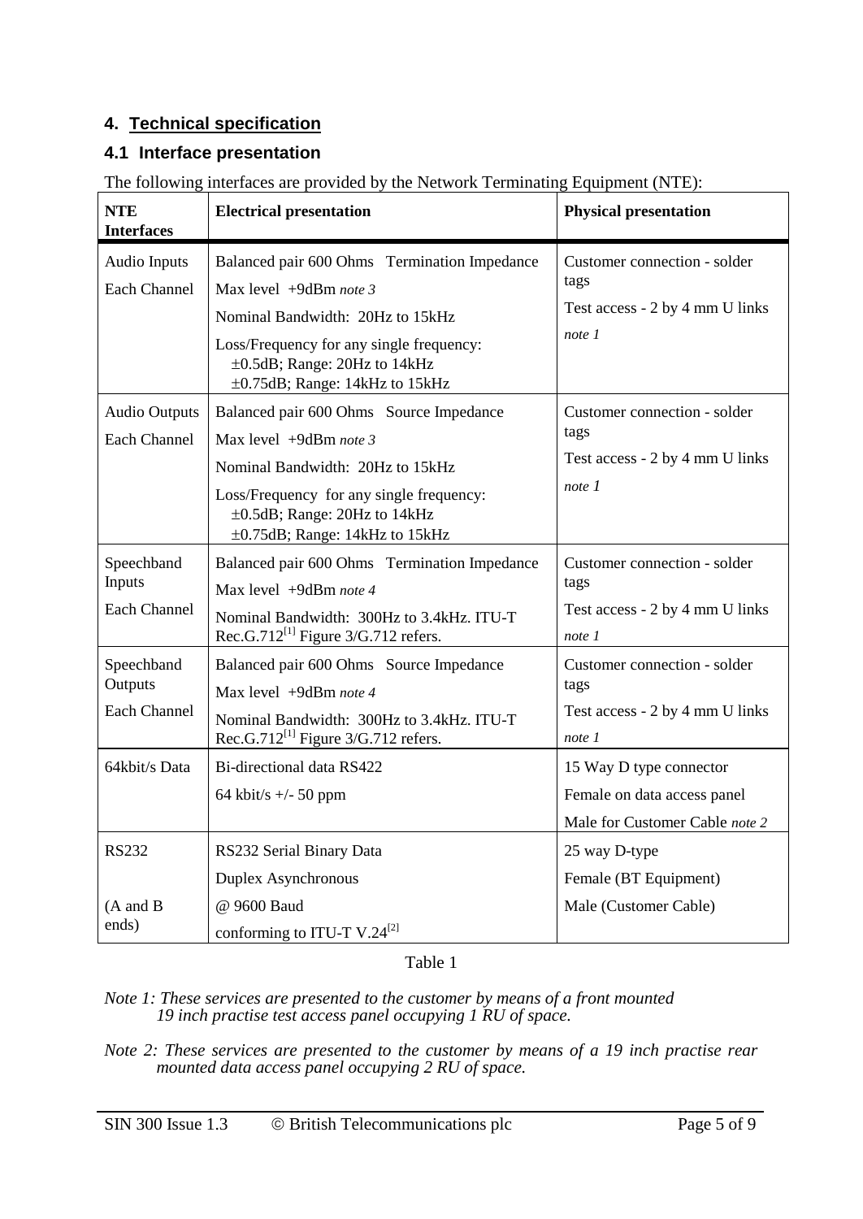## 4. Technical specification

### 4.1 Interface presentation

The following interfaces are provided by the Network Terminating Equipment (NTE):

| NTE Interfaces | Electrical presentation | Physical presentation |
|---|---|---|
| Audio Inputs<br>Each Channel | Balanced pair 600 Ohms Termination Impedance<br>Max level +9dBm *note 3*<br>Nominal Bandwidth: 20Hz to 15kHz<br>Loss/Frequency for any single frequency:<br>±0.5dB; Range: 20Hz to 14kHz<br>±0.75dB; Range: 14kHz to 15kHz | Customer connection - solder tags<br>Test access - 2 by 4 mm U links<br>*note 1* |
| Audio Outputs<br>Each Channel | Balanced pair 600 Ohms Source Impedance<br>Max level +9dBm *note 3*<br>Nominal Bandwidth: 20Hz to 15kHz<br>Loss/Frequency for any single frequency:<br>±0.5dB; Range: 20Hz to 14kHz<br>±0.75dB; Range: 14kHz to 15kHz | Customer connection - solder tags<br>Test access - 2 by 4 mm U links<br>*note 1* |
| Speechband Inputs<br>Each Channel | Balanced pair 600 Ohms Termination Impedance<br>Max level +9dBm *note 4*<br>Nominal Bandwidth: 300Hz to 3.4kHz. ITU-T Rec.G.712[1] Figure 3/G.712 refers. | Customer connection - solder tags<br>Test access - 2 by 4 mm U links<br>*note 1* |
| Speechband Outputs<br>Each Channel | Balanced pair 600 Ohms Source Impedance<br>Max level +9dBm *note 4*<br>Nominal Bandwidth: 300Hz to 3.4kHz. ITU-T Rec.G.712[1] Figure 3/G.712 refers. | Customer connection - solder tags<br>Test access - 2 by 4 mm U links<br>*note 1* |
| 64kbit/s Data | Bi-directional data RS422<br>64 kbit/s +/- 50 ppm | 15 Way D type connector<br>Female on data access panel<br>Male for Customer Cable *note 2* |
| RS232<br><br>(A and B ends) | RS232 Serial Binary Data<br>Duplex Asynchronous<br>@ 9600 Baud<br>conforming to ITU-T V.24[2] | 25 way D-type<br>Female (BT Equipment)<br>Male (Customer Cable) |

Table 1

*Note 1: These services are presented to the customer by means of a front mounted 19 inch practise test access panel occupying 1 RU of space.*

*Note 2: These services are presented to the customer by means of a 19 inch practise rear mounted data access panel occupying 2 RU of space.*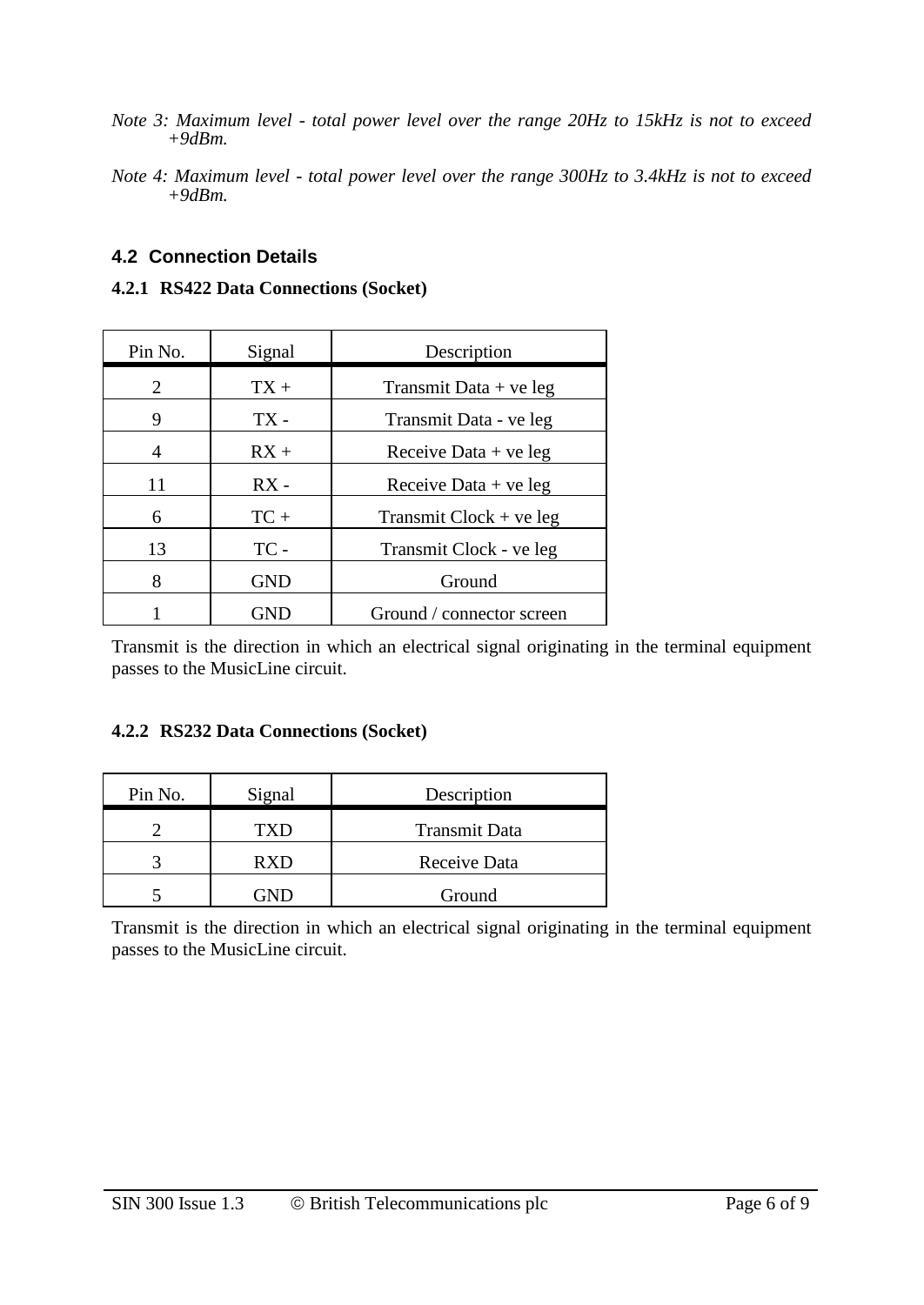*Note 3: Maximum level - total power level over the range 20Hz to 15kHz is not to exceed +9dBm.*

*Note 4: Maximum level - total power level over the range 300Hz to 3.4kHz is not to exceed +9dBm.*

## 4.2 Connection Details

### 4.2.1 RS422 Data Connections (Socket)

| Pin No. | Signal | Description |
|---|---|---|
| 2 | TX + | Transmit Data + ve leg |
| 9 | TX - | Transmit Data - ve leg |
| 4 | RX + | Receive Data + ve leg |
| 11 | RX - | Receive Data + ve leg |
| 6 | TC + | Transmit Clock + ve leg |
| 13 | TC - | Transmit Clock - ve leg |
| 8 | GND | Ground |
| 1 | GND | Ground / connector screen |

Transmit is the direction in which an electrical signal originating in the terminal equipment passes to the MusicLine circuit.

### 4.2.2 RS232 Data Connections (Socket)

| Pin No. | Signal | Description |
|---|---|---|
| 2 | TXD | Transmit Data |
| 3 | RXD | Receive Data |
| 5 | GND | Ground |

Transmit is the direction in which an electrical signal originating in the terminal equipment passes to the MusicLine circuit.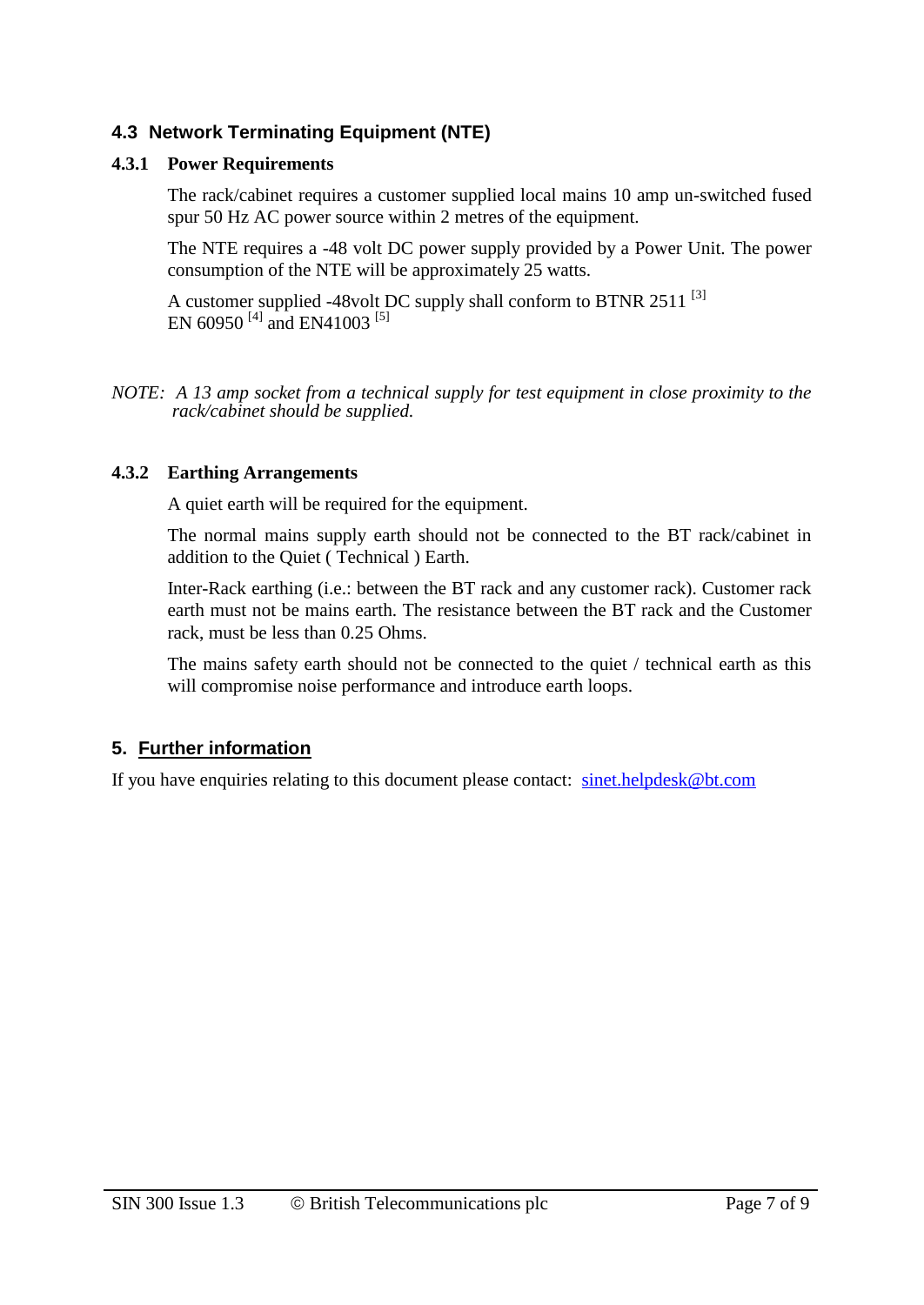## 4.3 Network Terminating Equipment (NTE)

### 4.3.1 Power Requirements

The rack/cabinet requires a customer supplied local mains 10 amp un-switched fused spur 50 Hz AC power source within 2 metres of the equipment.

The NTE requires a -48 volt DC power supply provided by a Power Unit. The power consumption of the NTE will be approximately 25 watts.

A customer supplied -48volt DC supply shall conform to BTNR 2511 [3] EN 60950 [4] and EN41003 [5]

*NOTE: A 13 amp socket from a technical supply for test equipment in close proximity to the rack/cabinet should be supplied.*

### 4.3.2 Earthing Arrangements

A quiet earth will be required for the equipment.

The normal mains supply earth should not be connected to the BT rack/cabinet in addition to the Quiet ( Technical ) Earth.

Inter-Rack earthing (i.e.: between the BT rack and any customer rack). Customer rack earth must not be mains earth. The resistance between the BT rack and the Customer rack, must be less than 0.25 Ohms.

The mains safety earth should not be connected to the quiet / technical earth as this will compromise noise performance and introduce earth loops.

## 5. Further information

If you have enquiries relating to this document please contact: sinet.helpdesk@bt.com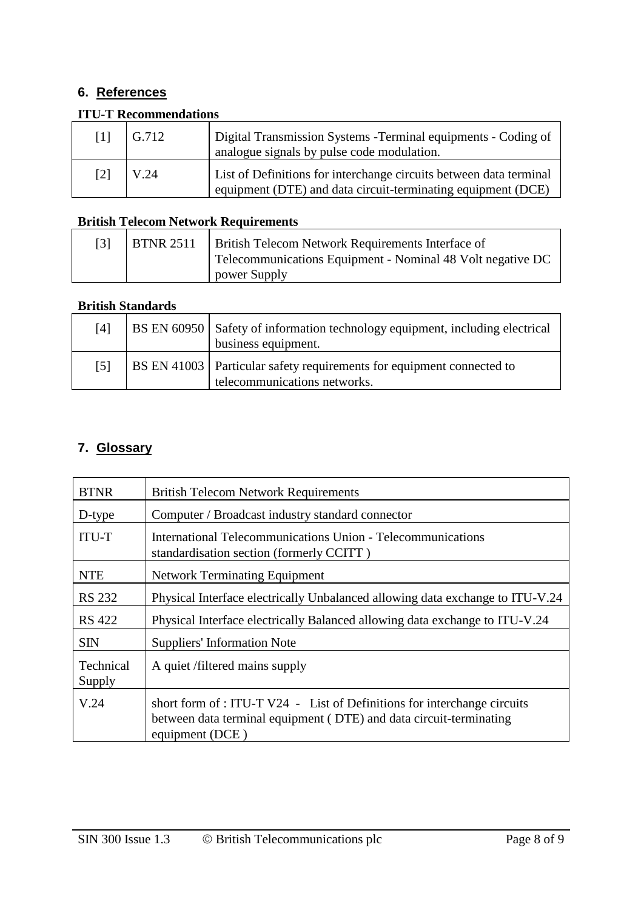## 6. References

**ITU-T Recommendations**

| | | |
|---|---|---|
| [1] | G.712 | Digital Transmission Systems -Terminal equipments - Coding of analogue signals by pulse code modulation. |
| [2] | V.24 | List of Definitions for interchange circuits between data terminal equipment (DTE) and data circuit-terminating equipment (DCE) |

**British Telecom Network Requirements**

| | | |
|---|---|---|
| [3] | BTNR 2511 | British Telecom Network Requirements Interface of Telecommunications Equipment - Nominal 48 Volt negative DC power Supply |

**British Standards**

| | | |
|---|---|---|
| [4] | BS EN 60950 | Safety of information technology equipment, including electrical business equipment. |
| [5] | BS EN 41003 | Particular safety requirements for equipment connected to telecommunications networks. |

## 7. Glossary

| | |
|---|---|
| BTNR | British Telecom Network Requirements |
| D-type | Computer / Broadcast industry standard connector |
| ITU-T | International Telecommunications Union - Telecommunications standardisation section (formerly CCITT ) |
| NTE | Network Terminating Equipment |
| RS 232 | Physical Interface electrically Unbalanced allowing data exchange to ITU-V.24 |
| RS 422 | Physical Interface electrically Balanced allowing data exchange to ITU-V.24 |
| SIN | Suppliers' Information Note |
| Technical Supply | A quiet /filtered mains supply |
| V.24 | short form of : ITU-T V24 - List of Definitions for interchange circuits between data terminal equipment ( DTE) and data circuit-terminating equipment (DCE ) |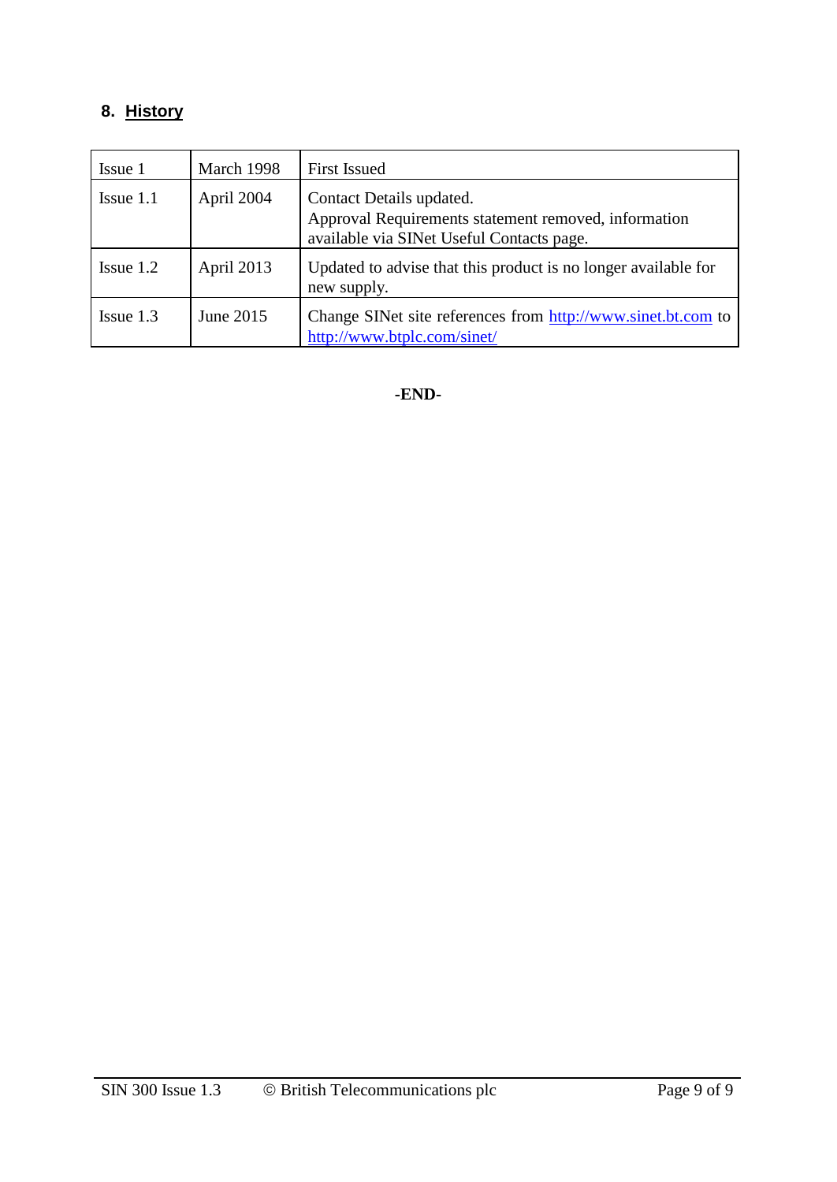## 8. History

| | | |
|---|---|---|
| Issue 1 | March 1998 | First Issued |
| Issue 1.1 | April 2004 | Contact Details updated.<br>Approval Requirements statement removed, information available via SINet Useful Contacts page. |
| Issue 1.2 | April 2013 | Updated to advise that this product is no longer available for new supply. |
| Issue 1.3 | June 2015 | Change SINet site references from http://www.sinet.bt.com to http://www.btplc.com/sinet/ |

**-END-**